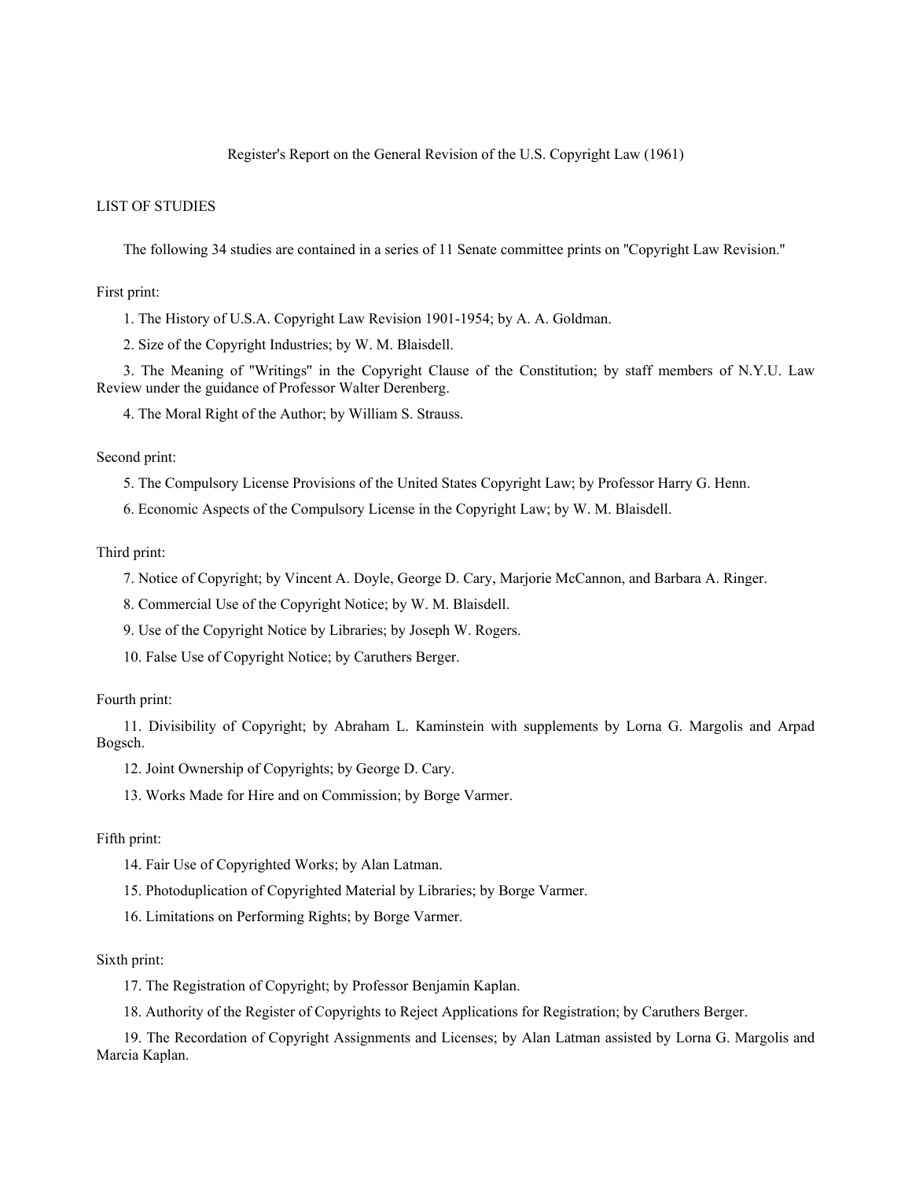Register's Report on the General Revision of the U.S. Copyright Law (1961)

## LIST OF STUDIES

The following 34 studies are contained in a series of 11 Senate committee prints on "Copyright Law Revision."

First print:

1. The History of U.S.A. Copyright Law Revision 1901-1954; by A. A. Goldman.
2. Size of the Copyright Industries; by W. M. Blaisdell.
3. The Meaning of "Writings" in the Copyright Clause of the Constitution; by staff members of N.Y.U. Law Review under the guidance of Professor Walter Derenberg.
4. The Moral Right of the Author; by William S. Strauss.

Second print:

5. The Compulsory License Provisions of the United States Copyright Law; by Professor Harry G. Henn.
6. Economic Aspects of the Compulsory License in the Copyright Law; by W. M. Blaisdell.

Third print:

7. Notice of Copyright; by Vincent A. Doyle, George D. Cary, Marjorie McCannon, and Barbara A. Ringer.
8. Commercial Use of the Copyright Notice; by W. M. Blaisdell.
9. Use of the Copyright Notice by Libraries; by Joseph W. Rogers.
10. False Use of Copyright Notice; by Caruthers Berger.

Fourth print:

11. Divisibility of Copyright; by Abraham L. Kaminstein with supplements by Lorna G. Margolis and Arpad Bogsch.
12. Joint Ownership of Copyrights; by George D. Cary.
13. Works Made for Hire and on Commission; by Borge Varmer.

Fifth print:

14. Fair Use of Copyrighted Works; by Alan Latman.
15. Photoduplication of Copyrighted Material by Libraries; by Borge Varmer.
16. Limitations on Performing Rights; by Borge Varmer.

Sixth print:

17. The Registration of Copyright; by Professor Benjamin Kaplan.
18. Authority of the Register of Copyrights to Reject Applications for Registration; by Caruthers Berger.
19. The Recordation of Copyright Assignments and Licenses; by Alan Latman assisted by Lorna G. Margolis and Marcia Kaplan.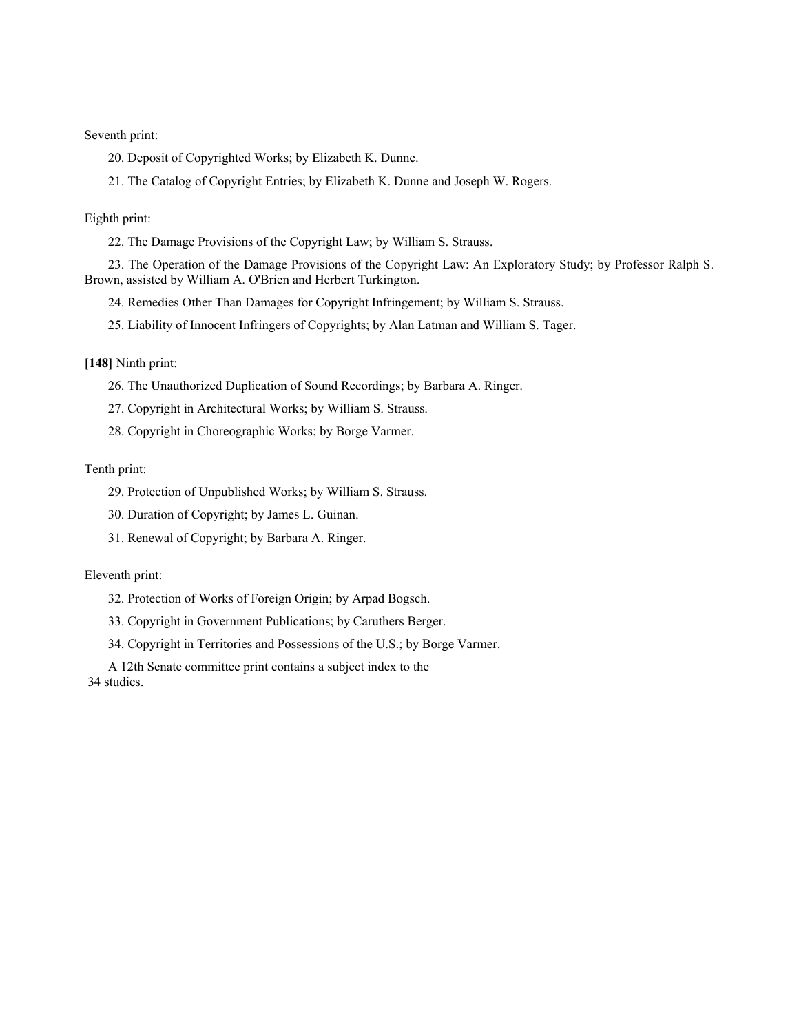Seventh print:

20. Deposit of Copyrighted Works; by Elizabeth K. Dunne.

21. The Catalog of Copyright Entries; by Elizabeth K. Dunne and Joseph W. Rogers.

Eighth print:

22. The Damage Provisions of the Copyright Law; by William S. Strauss.

23. The Operation of the Damage Provisions of the Copyright Law: An Exploratory Study; by Professor Ralph S. Brown, assisted by William A. O'Brien and Herbert Turkington.

24. Remedies Other Than Damages for Copyright Infringement; by William S. Strauss.

25. Liability of Innocent Infringers of Copyrights; by Alan Latman and William S. Tager.

**[148]** Ninth print:

26. The Unauthorized Duplication of Sound Recordings; by Barbara A. Ringer.

27. Copyright in Architectural Works; by William S. Strauss.

28. Copyright in Choreographic Works; by Borge Varmer.

Tenth print:

29. Protection of Unpublished Works; by William S. Strauss.

30. Duration of Copyright; by James L. Guinan.

31. Renewal of Copyright; by Barbara A. Ringer.

Eleventh print:

32. Protection of Works of Foreign Origin; by Arpad Bogsch.

33. Copyright in Government Publications; by Caruthers Berger.

34. Copyright in Territories and Possessions of the U.S.; by Borge Varmer.

A 12th Senate committee print contains a subject index to the 34 studies.